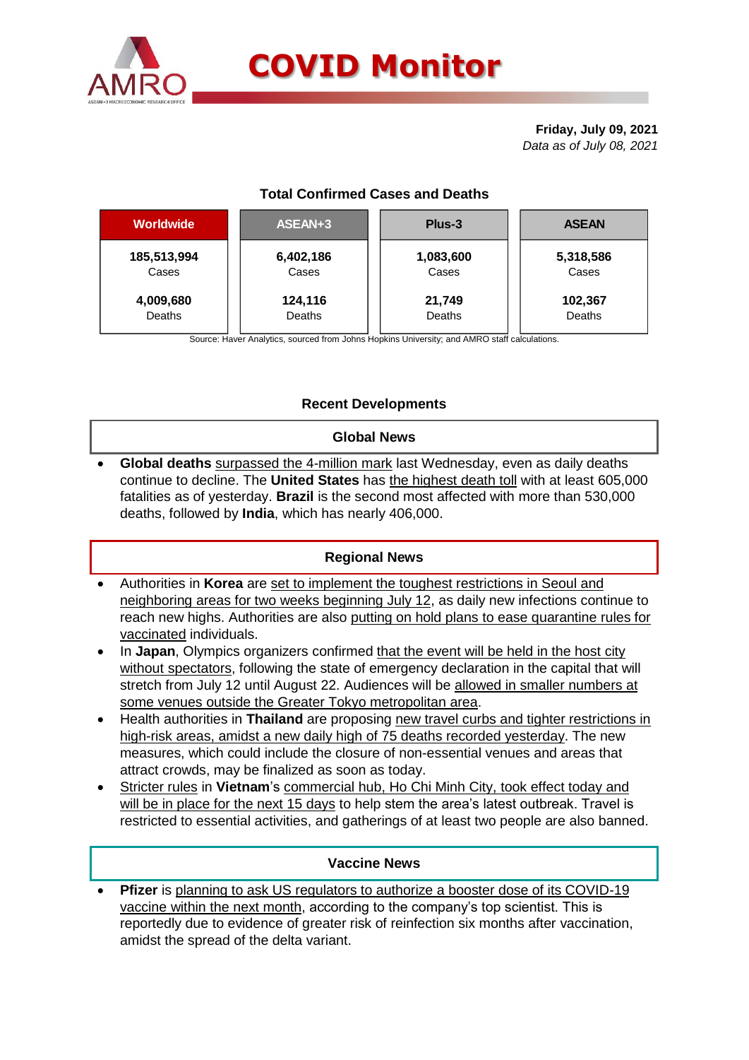# COVID Monitor

**Friday, July 09, 2021**
*Data as of July 08, 2021*

## Total Confirmed Cases and Deaths

| Worldwide | ASEAN+3 | Plus-3 | ASEAN |
|---|---|---|---|
| **185,513,994** Cases | **6,402,186** Cases | **1,083,600** Cases | **5,318,586** Cases |
| **4,009,680** Deaths | **124,116** Deaths | **21,749** Deaths | **102,367** Deaths |

Source: Haver Analytics, sourced from Johns Hopkins University; and AMRO staff calculations.

## Recent Developments

### Global News

- **Global deaths** surpassed the 4-million mark last Wednesday, even as daily deaths continue to decline. The **United States** has the highest death toll with at least 605,000 fatalities as of yesterday. **Brazil** is the second most affected with more than 530,000 deaths, followed by **India**, which has nearly 406,000.

### Regional News

- Authorities in **Korea** are set to implement the toughest restrictions in Seoul and neighboring areas for two weeks beginning July 12, as daily new infections continue to reach new highs. Authorities are also putting on hold plans to ease quarantine rules for vaccinated individuals.
- In **Japan**, Olympics organizers confirmed that the event will be held in the host city without spectators, following the state of emergency declaration in the capital that will stretch from July 12 until August 22. Audiences will be allowed in smaller numbers at some venues outside the Greater Tokyo metropolitan area.
- Health authorities in **Thailand** are proposing new travel curbs and tighter restrictions in high-risk areas, amidst a new daily high of 75 deaths recorded yesterday. The new measures, which could include the closure of non-essential venues and areas that attract crowds, may be finalized as soon as today.
- Stricter rules in **Vietnam**'s commercial hub, Ho Chi Minh City, took effect today and will be in place for the next 15 days to help stem the area's latest outbreak. Travel is restricted to essential activities, and gatherings of at least two people are also banned.

### Vaccine News

- **Pfizer** is planning to ask US regulators to authorize a booster dose of its COVID-19 vaccine within the next month, according to the company's top scientist. This is reportedly due to evidence of greater risk of reinfection six months after vaccination, amidst the spread of the delta variant.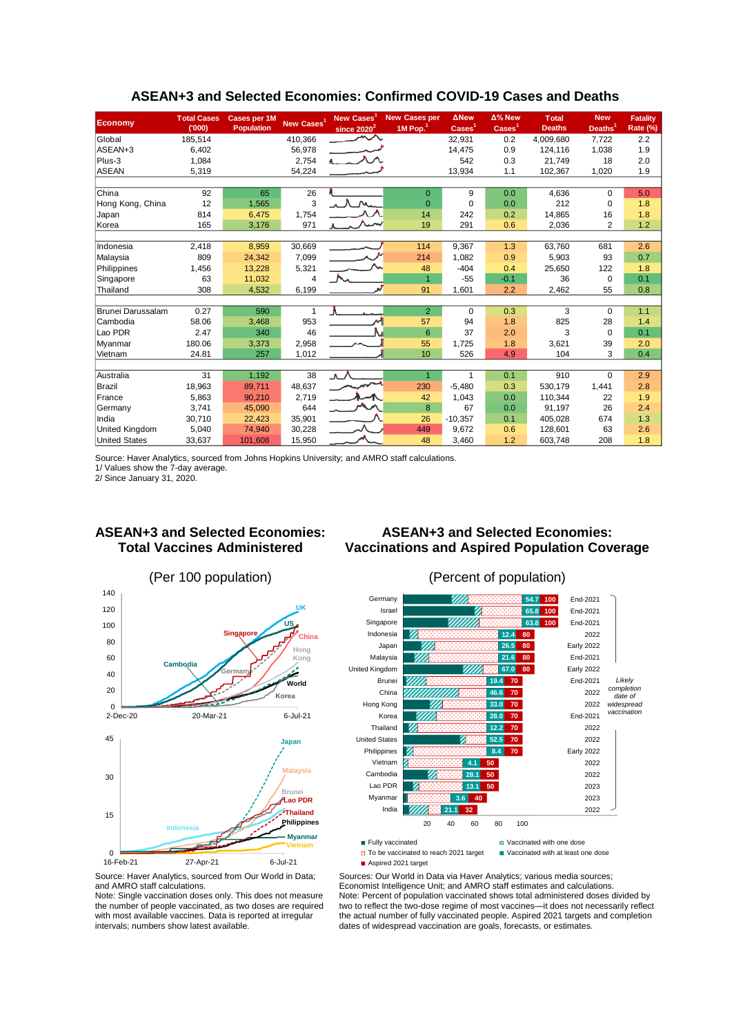# ASEAN+3 and Selected Economies: Confirmed COVID-19 Cases and Deaths

| Economy | Total Cases ('000) | Cases per 1M Population | New Cases[1] | New Cases[1] since 2020[2] | New Cases per 1M Pop.[1] | ΔNew Cases[1] | Δ% New Cases[1] | Total Deaths | New Deaths[1] | Fatality Rate (%) |
|---|---|---|---|---|---|---|---|---|---|---|
| Global | 185,514 | | 410,366 | | | 32,931 | 0.2 | 4,009,680 | 7,722 | 2.2 |
| ASEAN+3 | 6,402 | | 56,978 | | | 14,475 | 0.9 | 124,116 | 1,038 | 1.9 |
| Plus-3 | 1,084 | | 2,754 | | | 542 | 0.3 | 21,749 | 18 | 2.0 |
| ASEAN | 5,319 | | 54,224 | | | 13,934 | 1.1 | 102,367 | 1,020 | 1.9 |
| | | | | | | | | | | |
| China | 92 | 65 | 26 | | 0 | 9 | 0.0 | 4,636 | 0 | 5.0 |
| Hong Kong, China | 12 | 1,565 | 3 | | 0 | 0 | 0.0 | 212 | 0 | 1.8 |
| Japan | 814 | 6,475 | 1,754 | | 14 | 242 | 0.2 | 14,865 | 16 | 1.8 |
| Korea | 165 | 3,176 | 971 | | 19 | 291 | 0.6 | 2,036 | 2 | 1.2 |
| | | | | | | | | | | |
| Indonesia | 2,418 | 8,959 | 30,669 | | 114 | 9,367 | 1.3 | 63,760 | 681 | 2.6 |
| Malaysia | 809 | 24,342 | 7,099 | | 214 | 1,082 | 0.9 | 5,903 | 93 | 0.7 |
| Philippines | 1,456 | 13,228 | 5,321 | | 48 | -404 | 0.4 | 25,650 | 122 | 1.8 |
| Singapore | 63 | 11,032 | 4 | | 1 | -55 | -0.1 | 36 | 0 | 0.1 |
| Thailand | 308 | 4,532 | 6,199 | | 91 | 1,601 | 2.2 | 2,462 | 55 | 0.8 |
| | | | | | | | | | | |
| Brunei Darussalam | 0.27 | 590 | 1 | | 2 | 0 | 0.3 | 3 | 0 | 1.1 |
| Cambodia | 58.06 | 3,468 | 953 | | 57 | 94 | 1.8 | 825 | 28 | 1.4 |
| Lao PDR | 2.47 | 340 | 46 | | 6 | 37 | 2.0 | 3 | 0 | 0.1 |
| Myanmar | 180.06 | 3,373 | 2,958 | | 55 | 1,725 | 1.8 | 3,621 | 39 | 2.0 |
| Vietnam | 24.81 | 257 | 1,012 | | 10 | 526 | 4.9 | 104 | 3 | 0.4 |
| | | | | | | | | | | |
| Australia | 31 | 1,192 | 38 | | 1 | 1 | 0.1 | 910 | 0 | 2.9 |
| Brazil | 18,963 | 89,711 | 48,637 | | 230 | -5,480 | 0.3 | 530,179 | 1,441 | 2.8 |
| France | 5,863 | 90,210 | 2,719 | | 42 | 1,043 | 0.0 | 110,344 | 22 | 1.9 |
| Germany | 3,741 | 45,090 | 644 | | 8 | 67 | 0.0 | 91,197 | 26 | 2.4 |
| India | 30,710 | 22,423 | 35,901 | | 26 | -10,357 | 0.1 | 405,028 | 674 | 1.3 |
| United Kingdom | 5,040 | 74,940 | 30,228 | | 449 | 9,672 | 0.6 | 128,601 | 63 | 2.6 |
| United States | 33,637 | 101,608 | 15,950 | | 48 | 3,460 | 1.2 | 603,748 | 208 | 1.8 |

Source: Haver Analytics, sourced from Johns Hopkins University; and AMRO staff calculations.
1/ Values show the 7-day average.
2/ Since January 31, 2020.

## ASEAN+3 and Selected Economies: Total Vaccines Administered

(Per 100 population)

Source: Haver Analytics, sourced from Our World in Data; and AMRO staff calculations.
Note: Single vaccination doses only. This does not measure the number of people vaccinated, as two doses are required with most available vaccines. Data is reported at irregular intervals; numbers show latest available.

## ASEAN+3 and Selected Economies: Vaccinations and Aspired Population Coverage

(Percent of population)

| Economy | Vaccinated with at least one dose (%) | Aspired 2021 target (%) | Likely completion date of widespread vaccination |
|---|---|---|---|
| Germany | 54.7 | 100 | End-2021 |
| Israel | 65.8 | 100 | End-2021 |
| Singapore | 63.8 | 100 | End-2021 |
| Indonesia | 12.4 | 80 | 2022 |
| Japan | 26.5 | 80 | Early 2022 |
| Malaysia | 21.6 | 80 | End-2021 |
| United Kingdom | 67.0 | 80 | Early 2022 |
| Brunei | 19.4 | 70 | End-2021 |
| China | 46.6 | 70 | 2022 |
| Hong Kong | 33.0 | 70 | 2022 |
| Korea | 28.0 | 70 | End-2021 |
| Thailand | 12.2 | 70 | 2022 |
| United States | 52.5 | 70 | 2022 |
| Philippines | 8.4 | 70 | Early 2022 |
| Vietnam | 4.1 | 50 | 2022 |
| Cambodia | 28.1 | 50 | 2022 |
| Lao PDR | 13.1 | 50 | 2023 |
| Myanmar | 3.6 | 40 | 2023 |
| India | 21.1 | 32 | 2022 |

Legend: Fully vaccinated; Vaccinated with one dose; To be vaccinated to reach 2021 target; Vaccinated with at least one dose; Aspired 2021 target

Sources: Our World in Data via Haver Analytics; various media sources; Economist Intelligence Unit; and AMRO staff estimates and calculations.
Note: Percent of population vaccinated shows total administered doses divided by two to reflect the two-dose regime of most vaccines—it does not necessarily reflect the actual number of fully vaccinated people. Aspired 2021 targets and completion dates of widespread vaccination are goals, forecasts, or estimates.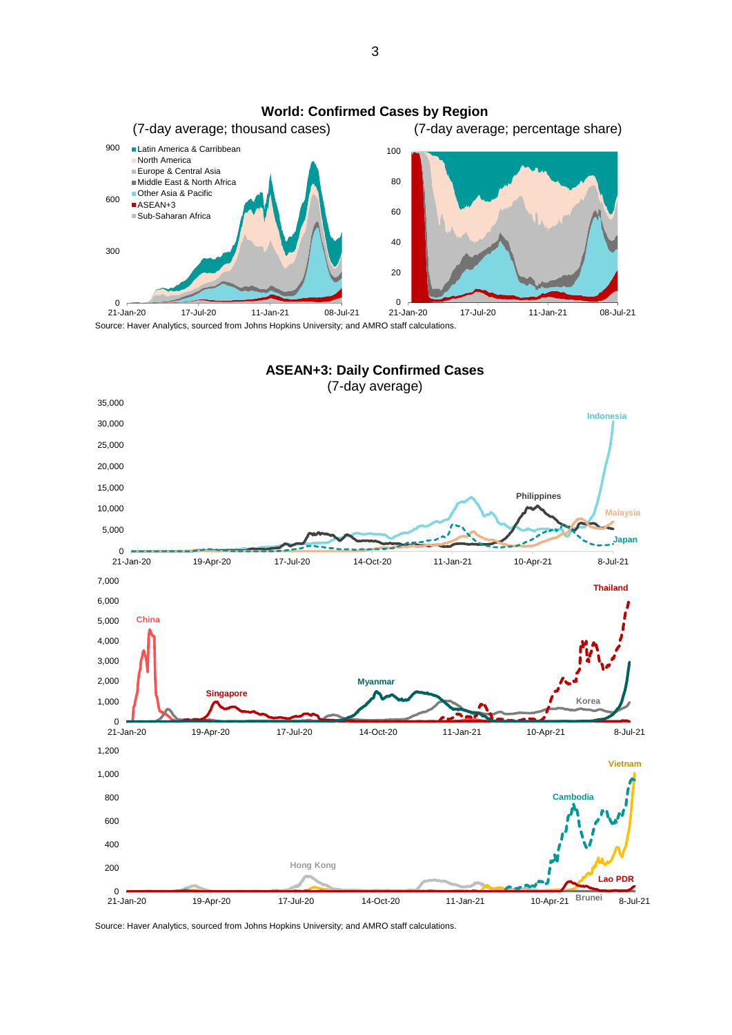**World: Confirmed Cases by Region**

(7-day average; thousand cases) (7-day average; percentage share)

Source: Haver Analytics, sourced from Johns Hopkins University; and AMRO staff calculations.

**ASEAN+3: Daily Confirmed Cases**

(7-day average)

Source: Haver Analytics, sourced from Johns Hopkins University; and AMRO staff calculations.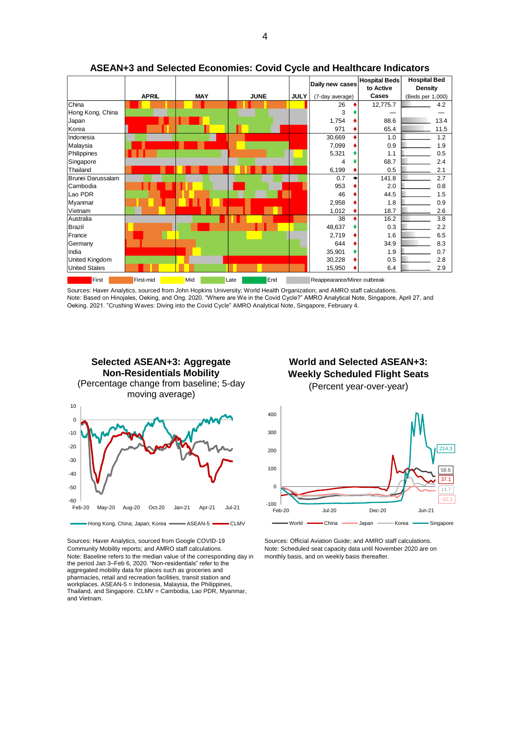## ASEAN+3 and Selected Economies: Covid Cycle and Healthcare Indicators

| | APRIL | MAY | JUNE | JULY | Daily new cases (7-day average) | | Hospital Beds to Active Cases | Hospital Bed Density (Beds per 1,000) |
|---|---|---|---|---|---|---|---|---|
| China | | | | | 26 | ↑ | 12,775.7 | 4.2 |
| Hong Kong, China | | | | | 3 | ↓ | — | — |
| Japan | | | | | 1,754 | ↑ | 88.6 | 13.4 |
| Korea | | | | | 971 | ↑ | 65.4 | 11.5 |
| Indonesia | | | | | 30,669 | ↑ | 1.0 | 1.2 |
| Malaysia | | | | | 7,099 | ↑ | 0.9 | 1.9 |
| Philippines | | | | | 5,321 | ↓ | 1.1 | 0.5 |
| Singapore | | | | | 4 | ↓ | 68.7 | 2.4 |
| Thailand | | | | | 6,199 | ↑ | 0.5 | 2.1 |
| Brunei Darussalam | | | | | 0.7 | → | 141.8 | 2.7 |
| Cambodia | | | | | 953 | ↑ | 2.0 | 0.8 |
| Lao PDR | | | | | 46 | ↑ | 44.5 | 1.5 |
| Myanmar | | | | | 2,958 | ↑ | 1.8 | 0.9 |
| Vietnam | | | | | 1,012 | ↑ | 18.7 | 2.6 |
| Australia | | | | | 38 | ↑ | 16.2 | 3.8 |
| Brazil | | | | | 48,637 | ↓ | 0.3 | 2.2 |
| France | | | | | 2,719 | ↑ | 1.6 | 6.5 |
| Germany | | | | | 644 | ↑ | 34.9 | 8.3 |
| India | | | | | 35,901 | ↓ | 1.9 | 0.7 |
| United Kingdom | | | | | 30,228 | ↑ | 0.5 | 2.8 |
| United States | | | | | 15,950 | ↑ | 6.4 | 2.9 |

First | First-mid | Mid | Late | End | Reappearance/Minor outbreak

Sources: Haver Analytics, sourced from John Hopkins University; World Health Organization; and AMRO staff calculations.
Note: Based on Hinojales, Oeking, and Ong. 2020. "Where are We in the Covid Cycle?" AMRO Analytical Note, Singapore, April 27, and Oeking. 2021. "Crushing Waves: Diving into the Covid Cycle" AMRO Analytical Note, Singapore, February 4.

### Selected ASEAN+3: Aggregate Non-Residentials Mobility
(Percentage change from baseline; 5-day moving average)

10
0
-10
-20
-30
-40
-50
-60
Feb-20 May-20 Aug-20 Oct-20 Jan-21 Apr-21 Jul-21

Hong Kong, China; Japan; Korea — ASEAN-5 — CLMV

Sources: Haver Analytics, sourced from Google COVID-19 Community Mobility reports; and AMRO staff calculations.
Note: Baseline refers to the median value of the corresponding day in the period Jan 3–Feb 6, 2020. "Non-residentials" refer to the aggregated mobility data for places such as groceries and pharmacies, retail and recreation facilities, transit station and workplaces. ASEAN-5 = Indonesia, Malaysia, the Philippines, Thailand, and Singapore. CLMV = Cambodia, Lao PDR, Myanmar, and Vietnam.

### World and Selected ASEAN+3: Weekly Scheduled Flight Seats
(Percent year-over-year)

400
300
200
100
0
-100
Feb-20 Jul-20 Dec-20 Jun-21

214.3
58.6
37.1
14.7
-22.1

World — China — Japan — Korea — Singapore

Sources: Official Aviation Guide; and AMRO staff calculations.
Note: Scheduled seat capacity data until November 2020 are on monthly basis, and on weekly basis thereafter.